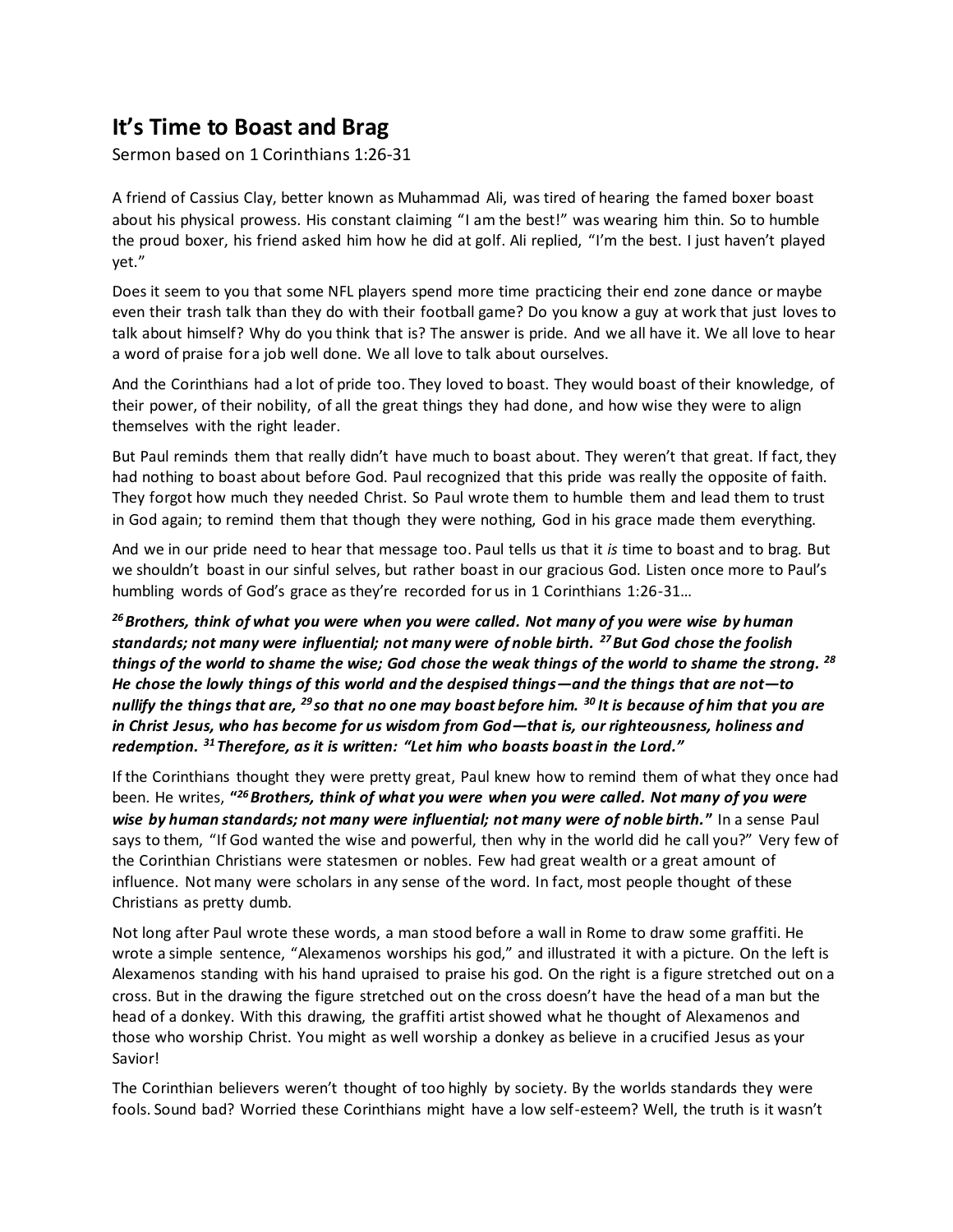## It's Time to Boast and Brag

Sermon based on 1 Corinthians 1:26-31

A friend of Cassius Clay, better known as Muhammad Ali, was tired of hearing the famed boxer boast about his physical prowess. His constant claiming "I am the best!" was wearing him thin. So to humble the proud boxer, his friend asked him how he did at golf. Ali replied, "I'm the best. I just haven't played yet."

Does it seem to you that some NFL players spend more time practicing their end zone dance or maybe even their trash talk than they do with their football game? Do you know a guy at work that just loves to talk about himself? Why do you think that is? The answer is pride. And we all have it. We all love to hear a word of praise for a job well done. We all love to talk about ourselves.

And the Corinthians had a lot of pride too. They loved to boast. They would boast of their knowledge, of their power, of their nobility, of all the great things they had done, and how wise they were to align themselves with the right leader.

But Paul reminds them that really didn't have much to boast about. They weren't that great. If fact, they had nothing to boast about before God. Paul recognized that this pride was really the opposite of faith. They forgot how much they needed Christ. So Paul wrote them to humble them and lead them to trust in God again; to remind them that though they were nothing, God in his grace made them everything.

And we in our pride need to hear that message too. Paul tells us that it *is* time to boast and to brag. But we shouldn't boast in our sinful selves, but rather boast in our gracious God. Listen once more to Paul's humbling words of God's grace as they're recorded for us in 1 Corinthians 1:26-31…

***26 Brothers, think of what you were when you were called. Not many of you were wise by human standards; not many were influential; not many were of noble birth. 27 But God chose the foolish things of the world to shame the wise; God chose the weak things of the world to shame the strong. 28 He chose the lowly things of this world and the despised things—and the things that are not—to nullify the things that are, 29 so that no one may boast before him. 30 It is because of him that you are in Christ Jesus, who has become for us wisdom from God—that is, our righteousness, holiness and redemption. 31 Therefore, as it is written: "Let him who boasts boast in the Lord."***

If the Corinthians thought they were pretty great, Paul knew how to remind them of what they once had been. He writes, **"*26 Brothers, think of what you were when you were called. Not many of you were wise by human standards; not many were influential; not many were of noble birth.*"** In a sense Paul says to them, "If God wanted the wise and powerful, then why in the world did he call you?" Very few of the Corinthian Christians were statesmen or nobles. Few had great wealth or a great amount of influence. Not many were scholars in any sense of the word. In fact, most people thought of these Christians as pretty dumb.

Not long after Paul wrote these words, a man stood before a wall in Rome to draw some graffiti. He wrote a simple sentence, "Alexamenos worships his god," and illustrated it with a picture. On the left is Alexamenos standing with his hand upraised to praise his god. On the right is a figure stretched out on a cross. But in the drawing the figure stretched out on the cross doesn't have the head of a man but the head of a donkey. With this drawing, the graffiti artist showed what he thought of Alexamenos and those who worship Christ. You might as well worship a donkey as believe in a crucified Jesus as your Savior!

The Corinthian believers weren't thought of too highly by society. By the worlds standards they were fools. Sound bad? Worried these Corinthians might have a low self-esteem? Well, the truth is it wasn't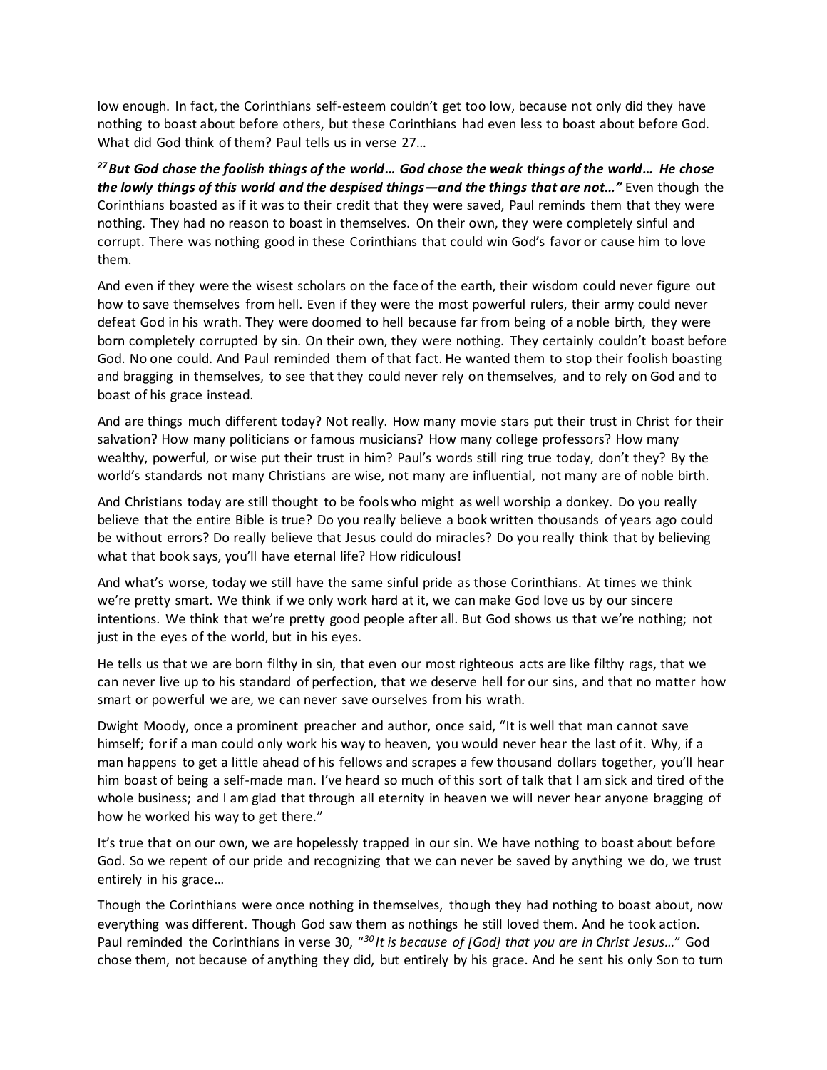low enough. In fact, the Corinthians self-esteem couldn't get too low, because not only did they have nothing to boast about before others, but these Corinthians had even less to boast about before God. What did God think of them? Paul tells us in verse 27…

***[27] But God chose the foolish things of the world… God chose the weak things of the world… He chose the lowly things of this world and the despised things—and the things that are not…"*** Even though the Corinthians boasted as if it was to their credit that they were saved, Paul reminds them that they were nothing. They had no reason to boast in themselves. On their own, they were completely sinful and corrupt. There was nothing good in these Corinthians that could win God's favor or cause him to love them.

And even if they were the wisest scholars on the face of the earth, their wisdom could never figure out how to save themselves from hell. Even if they were the most powerful rulers, their army could never defeat God in his wrath. They were doomed to hell because far from being of a noble birth, they were born completely corrupted by sin. On their own, they were nothing. They certainly couldn't boast before God. No one could. And Paul reminded them of that fact. He wanted them to stop their foolish boasting and bragging in themselves, to see that they could never rely on themselves, and to rely on God and to boast of his grace instead.

And are things much different today? Not really. How many movie stars put their trust in Christ for their salvation? How many politicians or famous musicians? How many college professors? How many wealthy, powerful, or wise put their trust in him? Paul's words still ring true today, don't they? By the world's standards not many Christians are wise, not many are influential, not many are of noble birth.

And Christians today are still thought to be fools who might as well worship a donkey. Do you really believe that the entire Bible is true? Do you really believe a book written thousands of years ago could be without errors? Do really believe that Jesus could do miracles? Do you really think that by believing what that book says, you'll have eternal life? How ridiculous!

And what's worse, today we still have the same sinful pride as those Corinthians. At times we think we're pretty smart. We think if we only work hard at it, we can make God love us by our sincere intentions. We think that we're pretty good people after all. But God shows us that we're nothing; not just in the eyes of the world, but in his eyes.

He tells us that we are born filthy in sin, that even our most righteous acts are like filthy rags, that we can never live up to his standard of perfection, that we deserve hell for our sins, and that no matter how smart or powerful we are, we can never save ourselves from his wrath.

Dwight Moody, once a prominent preacher and author, once said, "It is well that man cannot save himself; for if a man could only work his way to heaven, you would never hear the last of it. Why, if a man happens to get a little ahead of his fellows and scrapes a few thousand dollars together, you'll hear him boast of being a self-made man. I've heard so much of this sort of talk that I am sick and tired of the whole business; and I am glad that through all eternity in heaven we will never hear anyone bragging of how he worked his way to get there."

It's true that on our own, we are hopelessly trapped in our sin. We have nothing to boast about before God. So we repent of our pride and recognizing that we can never be saved by anything we do, we trust entirely in his grace…

Though the Corinthians were once nothing in themselves, though they had nothing to boast about, now everything was different. Though God saw them as nothings he still loved them. And he took action. Paul reminded the Corinthians in verse 30, "*[30] It is because of [God] that you are in Christ Jesus…*" God chose them, not because of anything they did, but entirely by his grace. And he sent his only Son to turn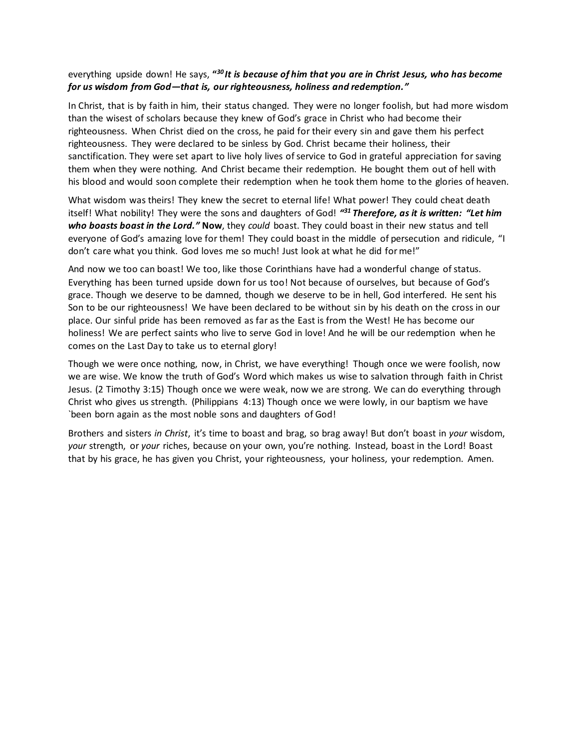everything upside down! He says, "[30] ***It is because of him that you are in Christ Jesus, who has become for us wisdom from God—that is, our righteousness, holiness and redemption."***

In Christ, that is by faith in him, their status changed. They were no longer foolish, but had more wisdom than the wisest of scholars because they knew of God's grace in Christ who had become their righteousness. When Christ died on the cross, he paid for their every sin and gave them his perfect righteousness. They were declared to be sinless by God. Christ became their holiness, their sanctification. They were set apart to live holy lives of service to God in grateful appreciation for saving them when they were nothing. And Christ became their redemption. He bought them out of hell with his blood and would soon complete their redemption when he took them home to the glories of heaven.

What wisdom was theirs! They knew the secret to eternal life! What power! They could cheat death itself! What nobility! They were the sons and daughters of God! ***"[31] Therefore, as it is written: "Let him who boasts boast in the Lord."*** **Now**, they *could* boast. They could boast in their new status and tell everyone of God's amazing love for them! They could boast in the middle of persecution and ridicule, "I don't care what you think. God loves me so much! Just look at what he did for me!"

And now we too can boast! We too, like those Corinthians have had a wonderful change of status. Everything has been turned upside down for us too! Not because of ourselves, but because of God's grace. Though we deserve to be damned, though we deserve to be in hell, God interfered. He sent his Son to be our righteousness! We have been declared to be without sin by his death on the cross in our place. Our sinful pride has been removed as far as the East is from the West! He has become our holiness! We are perfect saints who live to serve God in love! And he will be our redemption when he comes on the Last Day to take us to eternal glory!

Though we were once nothing, now, in Christ, we have everything! Though once we were foolish, now we are wise. We know the truth of God's Word which makes us wise to salvation through faith in Christ Jesus. (2 Timothy 3:15) Though once we were weak, now we are strong. We can do everything through Christ who gives us strength. (Philippians 4:13) Though once we were lowly, in our baptism we have `been born again as the most noble sons and daughters of God!

Brothers and sisters *in Christ*, it's time to boast and brag, so brag away! But don't boast in *your* wisdom, *your* strength, or *your* riches, because on your own, you're nothing. Instead, boast in the Lord! Boast that by his grace, he has given you Christ, your righteousness, your holiness, your redemption. Amen.